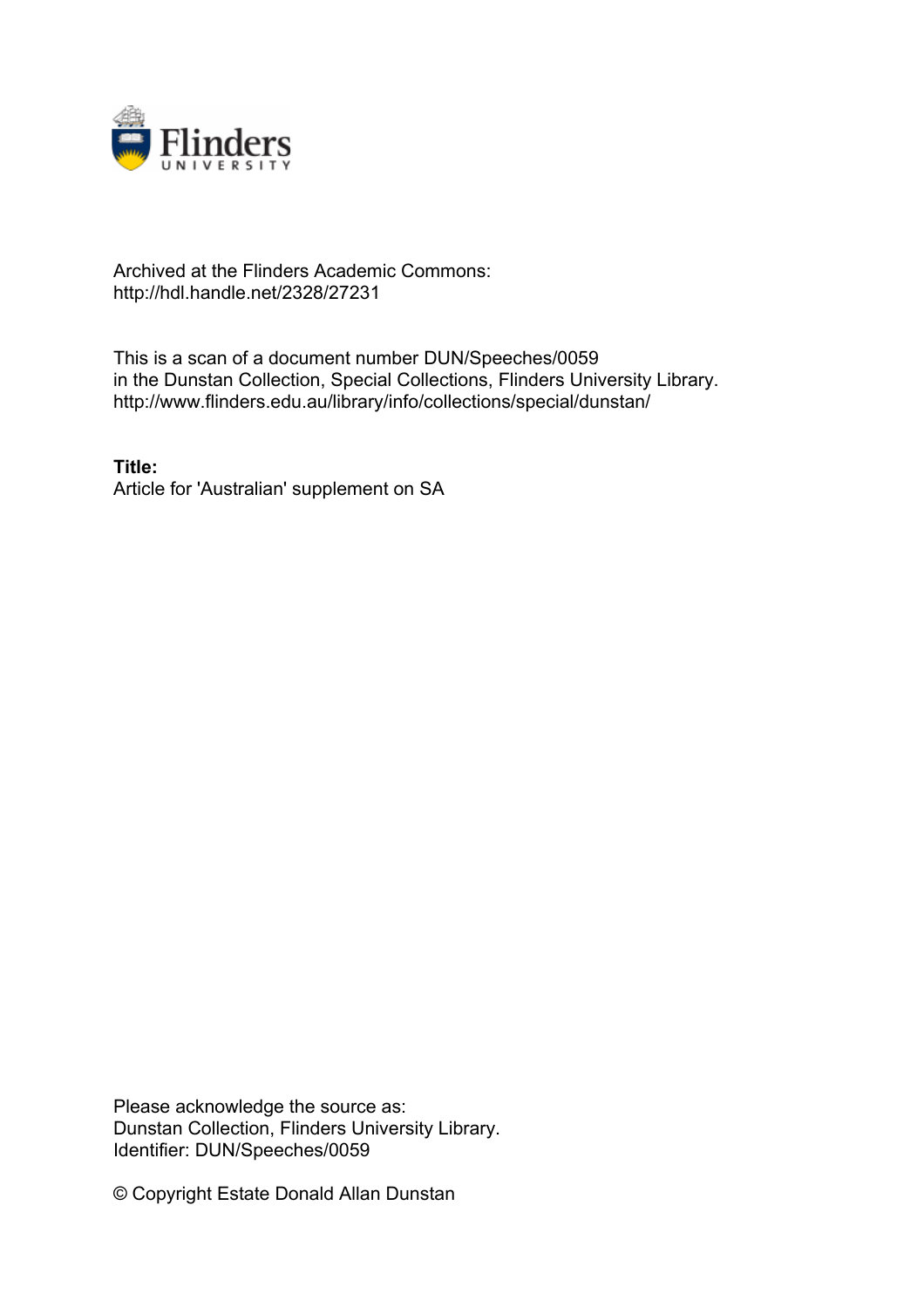Archived at the Flinders Academic Commons:
http://hdl.handle.net/2328/27231

This is a scan of a document number DUN/Speeches/0059
in the Dunstan Collection, Special Collections, Flinders University Library.
http://www.flinders.edu.au/library/info/collections/special/dunstan/

**Title:**
Article for 'Australian' supplement on SA

Please acknowledge the source as:
Dunstan Collection, Flinders University Library.
Identifier: DUN/Speeches/0059

© Copyright Estate Donald Allan Dunstan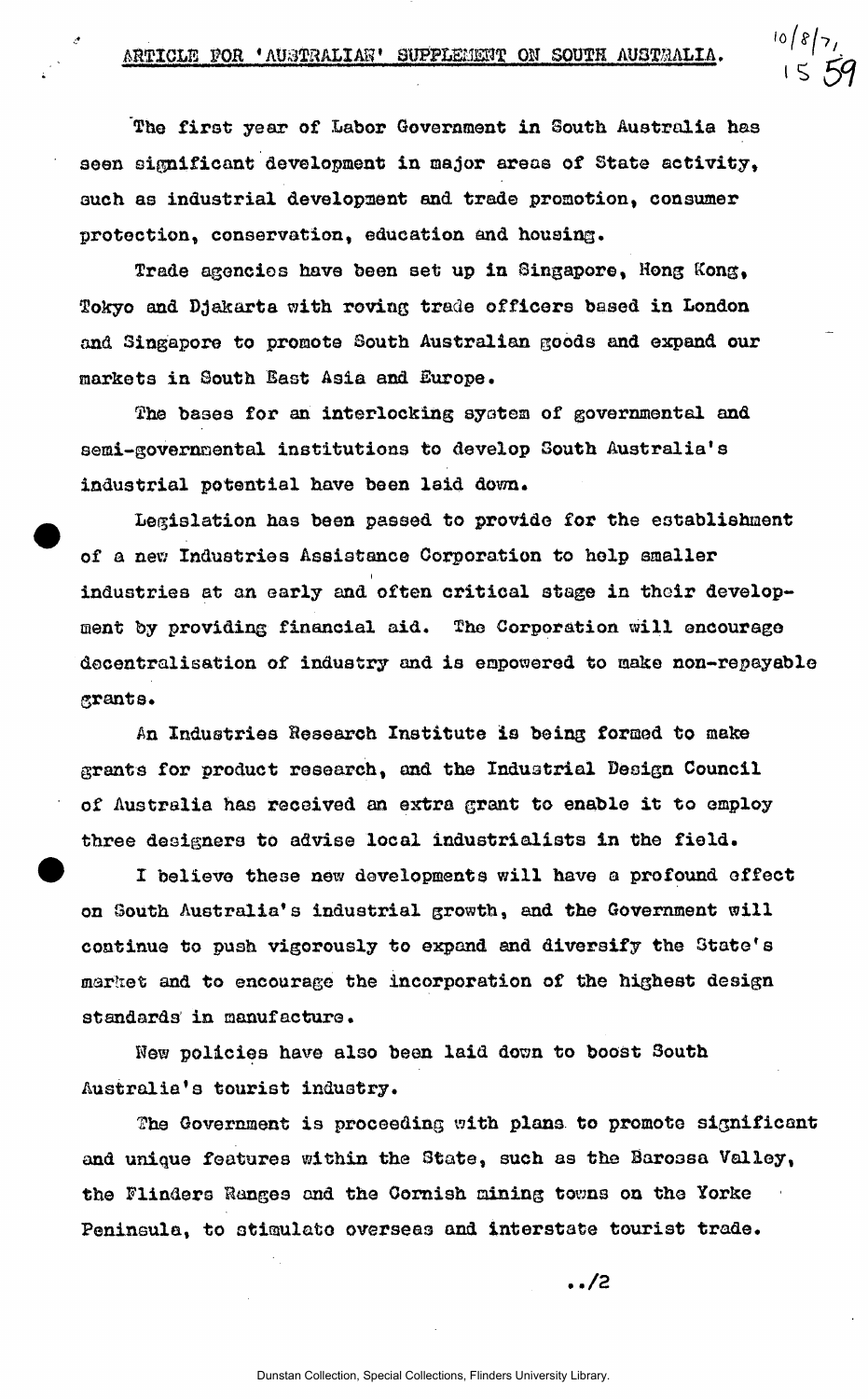ARTICLE FOR 'AUSTRALIAN' SUPPLEMENT ON SOUTH AUSTRALIA.

10/8/71
15 59

The first year of Labor Government in South Australia has seen significant development in major areas of State activity, such as industrial development and trade promotion, consumer protection, conservation, education and housing.

Trade agencies have been set up in Singapore, Hong Kong, Tokyo and Djakarta with roving trade officers based in London and Singapore to promote South Australian goods and expand our markets in South East Asia and Europe.

The bases for an interlocking system of governmental and semi-governmental institutions to develop South Australia's industrial potential have been laid down.

Legislation has been passed to provide for the establishment of a new Industries Assistance Corporation to help smaller industries at an early and often critical stage in their development by providing financial aid. The Corporation will encourage decentralisation of industry and is empowered to make non-repayable grants.

An Industries Research Institute is being formed to make grants for product research, and the Industrial Design Council of Australia has received an extra grant to enable it to employ three designers to advise local industrialists in the field.

I believe these new developments will have a profound effect on South Australia's industrial growth, and the Government will continue to push vigorously to expand and diversify the State's market and to encourage the incorporation of the highest design standards in manufacture.

New policies have also been laid down to boost South Australia's tourist industry.

The Government is proceeding with plans to promote significant and unique features within the State, such as the Barossa Valley, the Flinders Ranges and the Cornish mining towns on the Yorke Peninsula, to stimulate overseas and interstate tourist trade.

../2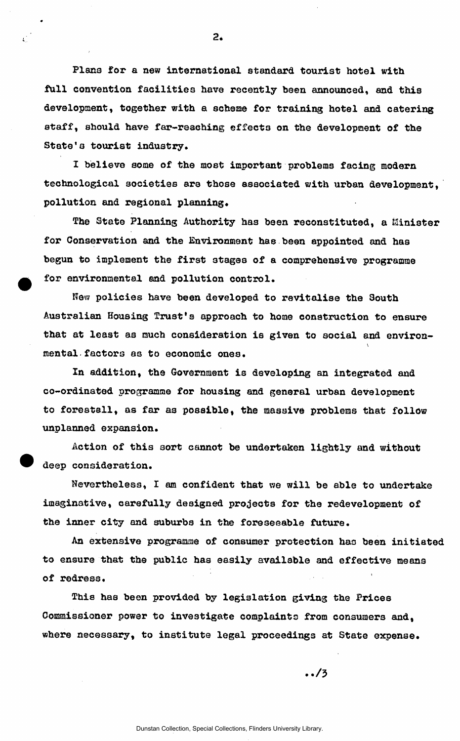Plans for a new international standard tourist hotel with full convention facilities have recently been announced, and this development, together with a scheme for training hotel and catering staff, should have far-reaching effects on the development of the State's tourist industry.

I believe some of the most important problems facing modern technological societies are those associated with urban development, pollution and regional planning.

The State Planning Authority has been reconstituted, a Minister for Conservation and the Environment has been appointed and has begun to implement the first stages of a comprehensive programme for environmental and pollution control.

New policies have been developed to revitalise the South Australian Housing Trust's approach to home construction to ensure that at least as much consideration is given to social and environmental factors as to economic ones.

In addition, the Government is developing an integrated and co-ordinated programme for housing and general urban development to forestall, as far as possible, the massive problems that follow unplanned expansion.

Action of this sort cannot be undertaken lightly and without deep consideration.

Nevertheless, I am confident that we will be able to undertake imaginative, carefully designed projects for the redevelopment of the inner city and suburbs in the foreseeable future.

An extensive programme of consumer protection has been initiated to ensure that the public has easily available and effective means of redress.

This has been provided by legislation giving the Prices Commissioner power to investigate complaints from consumers and, where necessary, to institute legal proceedings at State expense.

../3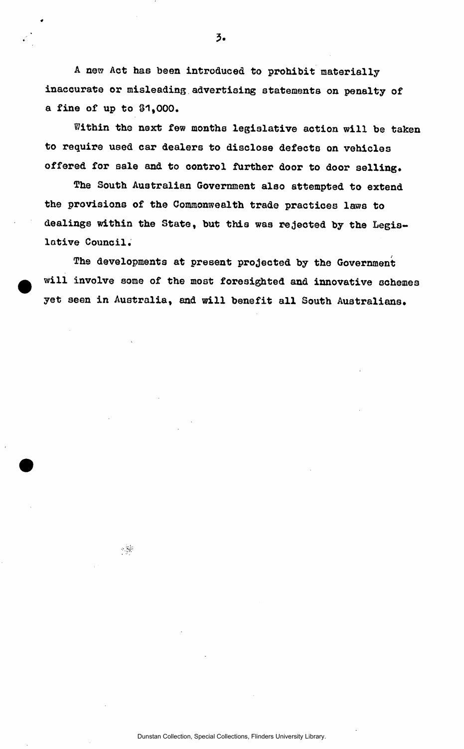A new Act has been introduced to prohibit materially inaccurate or misleading advertising statements on penalty of a fine of up to $1,000.

Within the next few months legislative action will be taken to require used car dealers to disclose defects on vehicles offered for sale and to control further door to door selling.

The South Australian Government also attempted to extend the provisions of the Commonwealth trade practices laws to dealings within the State, but this was rejected by the Legislative Council.

The developments at present projected by the Government will involve some of the most foresighted and innovative schemes yet seen in Australia, and will benefit all South Australians.

Dunstan Collection, Special Collections, Flinders University Library.